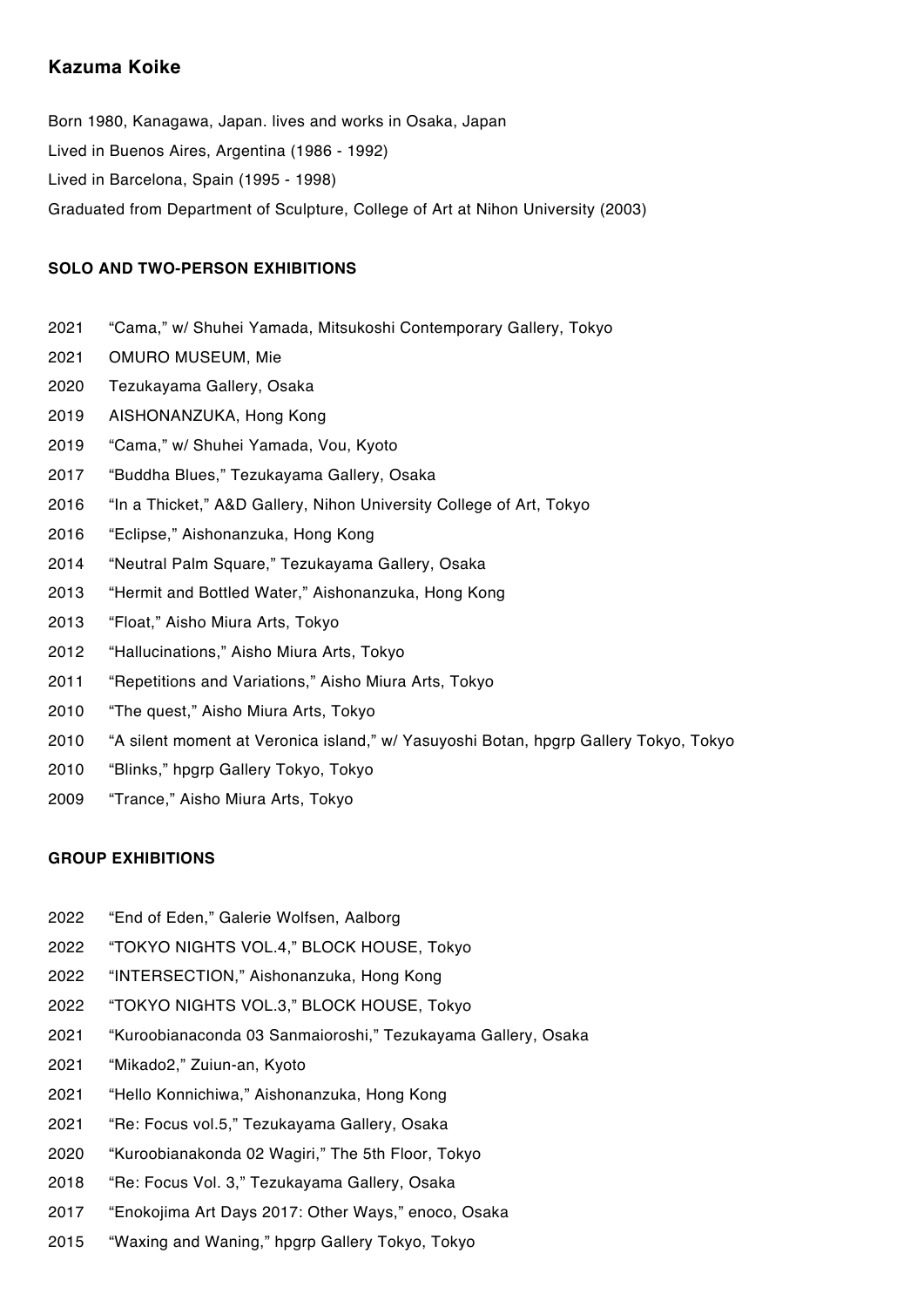# Kazuma Koike

Born 1980, Kanagawa, Japan. lives and works in Osaka, Japan

Lived in Buenos Aires, Argentina (1986 - 1992)

Lived in Barcelona, Spain (1995 - 1998)

Graduated from Department of Sculpture, College of Art at Nihon University (2003)

### SOLO AND TWO-PERSON EXHIBITIONS

2021 “Cama,” w/ Shuhei Yamada, Mitsukoshi Contemporary Gallery, Tokyo

2021 OMURO MUSEUM, Mie

2020 Tezukayama Gallery, Osaka

2019 AISHONANZUKA, Hong Kong

2019 “Cama,” w/ Shuhei Yamada, Vou, Kyoto

2017 “Buddha Blues,” Tezukayama Gallery, Osaka

2016 “In a Thicket,” A&D Gallery, Nihon University College of Art, Tokyo

2016 “Eclipse,” Aishonanzuka, Hong Kong

2014 “Neutral Palm Square,” Tezukayama Gallery, Osaka

2013 “Hermit and Bottled Water,” Aishonanzuka, Hong Kong

2013 “Float,” Aisho Miura Arts, Tokyo

2012 “Hallucinations,” Aisho Miura Arts, Tokyo

2011 “Repetitions and Variations,” Aisho Miura Arts, Tokyo

2010 “The quest,” Aisho Miura Arts, Tokyo

2010 “A silent moment at Veronica island,” w/ Yasuyoshi Botan, hpgrp Gallery Tokyo, Tokyo

2010 “Blinks,” hpgrp Gallery Tokyo, Tokyo

2009 “Trance,” Aisho Miura Arts, Tokyo

### GROUP EXHIBITIONS

2022 “End of Eden,” Galerie Wolfsen, Aalborg

2022 “TOKYO NIGHTS VOL.4,” BLOCK HOUSE, Tokyo

2022 “INTERSECTION,” Aishonanzuka, Hong Kong

2022 “TOKYO NIGHTS VOL.3,” BLOCK HOUSE, Tokyo

2021 “Kuroobianaconda 03 Sanmaioroshi,” Tezukayama Gallery, Osaka

2021 “Mikado2,” Zuiun-an, Kyoto

2021 “Hello Konnichiwa,” Aishonanzuka, Hong Kong

2021 “Re: Focus vol.5,” Tezukayama Gallery, Osaka

2020 “Kuroobianakonda 02 Wagiri,” The 5th Floor, Tokyo

2018 “Re: Focus Vol. 3,” Tezukayama Gallery, Osaka

2017 “Enokojima Art Days 2017: Other Ways,” enoco, Osaka

2015 “Waxing and Waning,” hpgrp Gallery Tokyo, Tokyo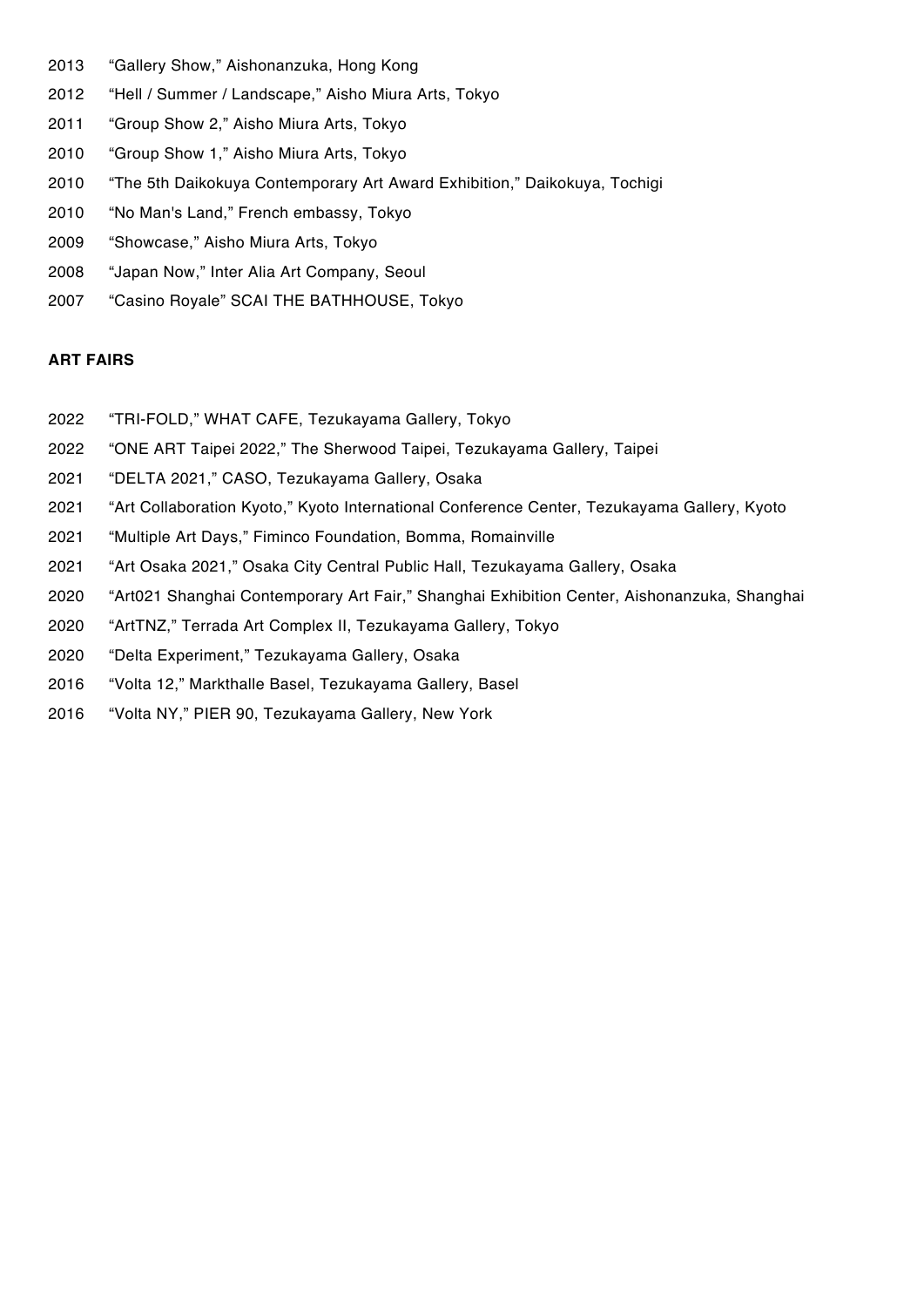2013 “Gallery Show,” Aishonanzuka, Hong Kong

2012 “Hell / Summer / Landscape,” Aisho Miura Arts, Tokyo

2011 “Group Show 2,” Aisho Miura Arts, Tokyo

2010 “Group Show 1,” Aisho Miura Arts, Tokyo

2010 “The 5th Daikokuya Contemporary Art Award Exhibition,” Daikokuya, Tochigi

2010 “No Man's Land,” French embassy, Tokyo

2009 “Showcase,” Aisho Miura Arts, Tokyo

2008 “Japan Now,” Inter Alia Art Company, Seoul

2007 “Casino Royale” SCAI THE BATHHOUSE, Tokyo

**ART FAIRS**

2022 “TRI-FOLD,” WHAT CAFE, Tezukayama Gallery, Tokyo

2022 “ONE ART Taipei 2022,” The Sherwood Taipei, Tezukayama Gallery, Taipei

2021 “DELTA 2021,” CASO, Tezukayama Gallery, Osaka

2021 “Art Collaboration Kyoto,” Kyoto International Conference Center, Tezukayama Gallery, Kyoto

2021 “Multiple Art Days,” Fiminco Foundation, Bomma, Romainville

2021 “Art Osaka 2021,” Osaka City Central Public Hall, Tezukayama Gallery, Osaka

2020 “Art021 Shanghai Contemporary Art Fair,” Shanghai Exhibition Center, Aishonanzuka, Shanghai

2020 “ArtTNZ,” Terrada Art Complex II, Tezukayama Gallery, Tokyo

2020 “Delta Experiment,” Tezukayama Gallery, Osaka

2016 “Volta 12,” Markthalle Basel, Tezukayama Gallery, Basel

2016 “Volta NY,” PIER 90, Tezukayama Gallery, New York